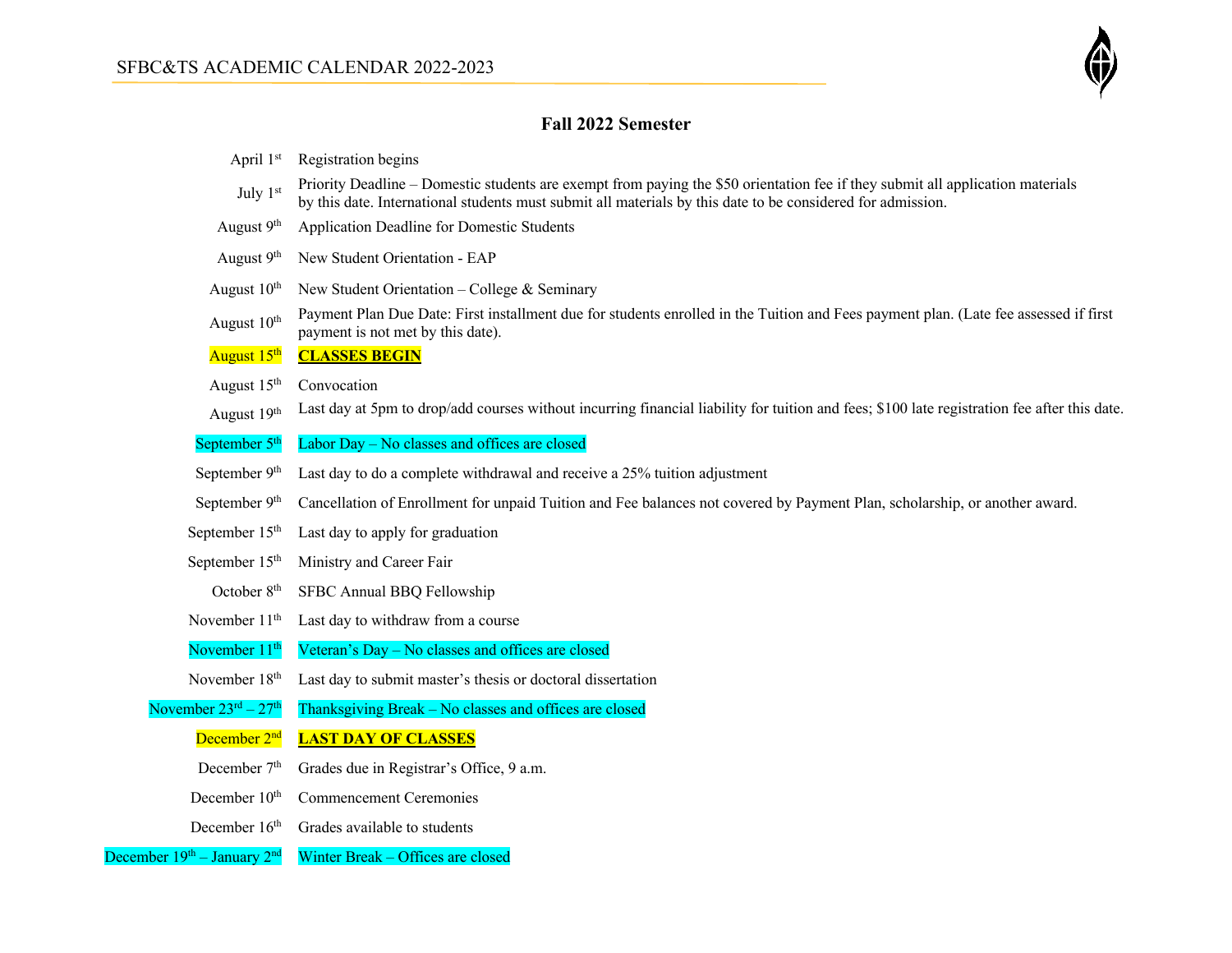# SFBC&TS ACADEMIC CALENDAR 2022-2023

## Fall 2022 Semester

| Date | Event |
| --- | --- |
| April 1st | Registration begins |
| July 1st | Priority Deadline – Domestic students are exempt from paying the $50 orientation fee if they submit all application materials by this date. International students must submit all materials by this date to be considered for admission. |
| August 9th | Application Deadline for Domestic Students |
| August 9th | New Student Orientation - EAP |
| August 10th | New Student Orientation – College & Seminary |
| August 10th | Payment Plan Due Date: First installment due for students enrolled in the Tuition and Fees payment plan. (Late fee assessed if first payment is not met by this date). |
| August 15th | **CLASSES BEGIN** |
| August 15th | Convocation |
| August 19th | Last day at 5pm to drop/add courses without incurring financial liability for tuition and fees; $100 late registration fee after this date. |
| September 5th | Labor Day – No classes and offices are closed |
| September 9th | Last day to do a complete withdrawal and receive a 25% tuition adjustment |
| September 9th | Cancellation of Enrollment for unpaid Tuition and Fee balances not covered by Payment Plan, scholarship, or another award. |
| September 15th | Last day to apply for graduation |
| September 15th | Ministry and Career Fair |
| October 8th | SFBC Annual BBQ Fellowship |
| November 11th | Last day to withdraw from a course |
| November 11th | Veteran's Day – No classes and offices are closed |
| November 18th | Last day to submit master's thesis or doctoral dissertation |
| November 23rd – 27th | Thanksgiving Break – No classes and offices are closed |
| December 2nd | **LAST DAY OF CLASSES** |
| December 7th | Grades due in Registrar's Office, 9 a.m. |
| December 10th | Commencement Ceremonies |
| December 16th | Grades available to students |
| December 19th – January 2nd | Winter Break – Offices are closed |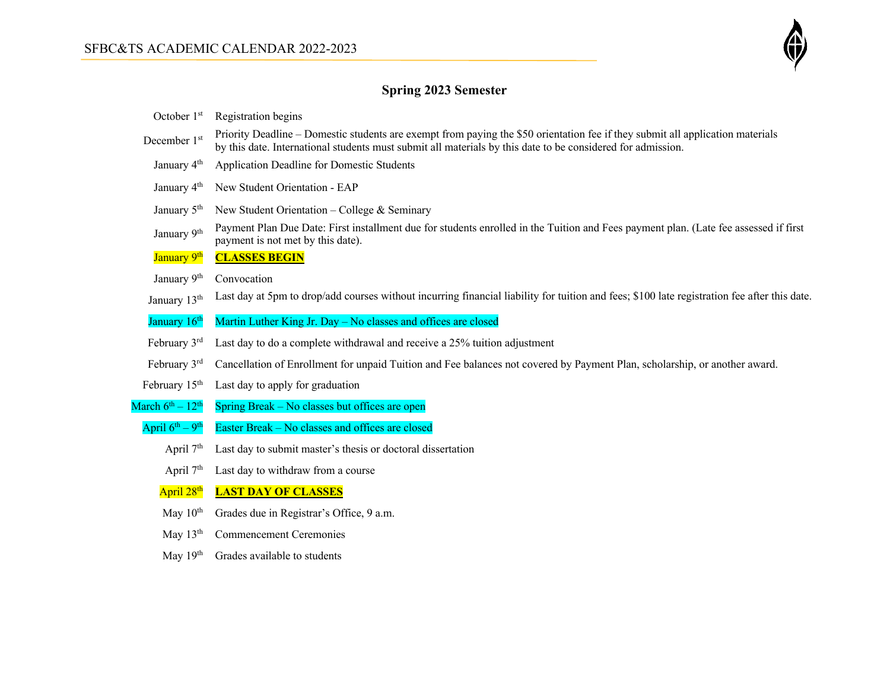## Spring 2023 Semester

| | |
|---|---|
| October 1st | Registration begins |
| December 1st | Priority Deadline – Domestic students are exempt from paying the $50 orientation fee if they submit all application materials by this date. International students must submit all materials by this date to be considered for admission. |
| January 4th | Application Deadline for Domestic Students |
| January 4th | New Student Orientation - EAP |
| January 5th | New Student Orientation – College & Seminary |
| January 9th | Payment Plan Due Date: First installment due for students enrolled in the Tuition and Fees payment plan. (Late fee assessed if first payment is not met by this date). |
| January 9th | **CLASSES BEGIN** |
| January 9th | Convocation |
| January 13th | Last day at 5pm to drop/add courses without incurring financial liability for tuition and fees; $100 late registration fee after this date. |
| January 16th | Martin Luther King Jr. Day – No classes and offices are closed |
| February 3rd | Last day to do a complete withdrawal and receive a 25% tuition adjustment |
| February 3rd | Cancellation of Enrollment for unpaid Tuition and Fee balances not covered by Payment Plan, scholarship, or another award. |
| February 15th | Last day to apply for graduation |
| March 6th – 12th | Spring Break – No classes but offices are open |
| April 6th – 9th | Easter Break – No classes and offices are closed |
| April 7th | Last day to submit master's thesis or doctoral dissertation |
| April 7th | Last day to withdraw from a course |
| April 28th | **LAST DAY OF CLASSES** |
| May 10th | Grades due in Registrar's Office, 9 a.m. |
| May 13th | Commencement Ceremonies |
| May 19th | Grades available to students |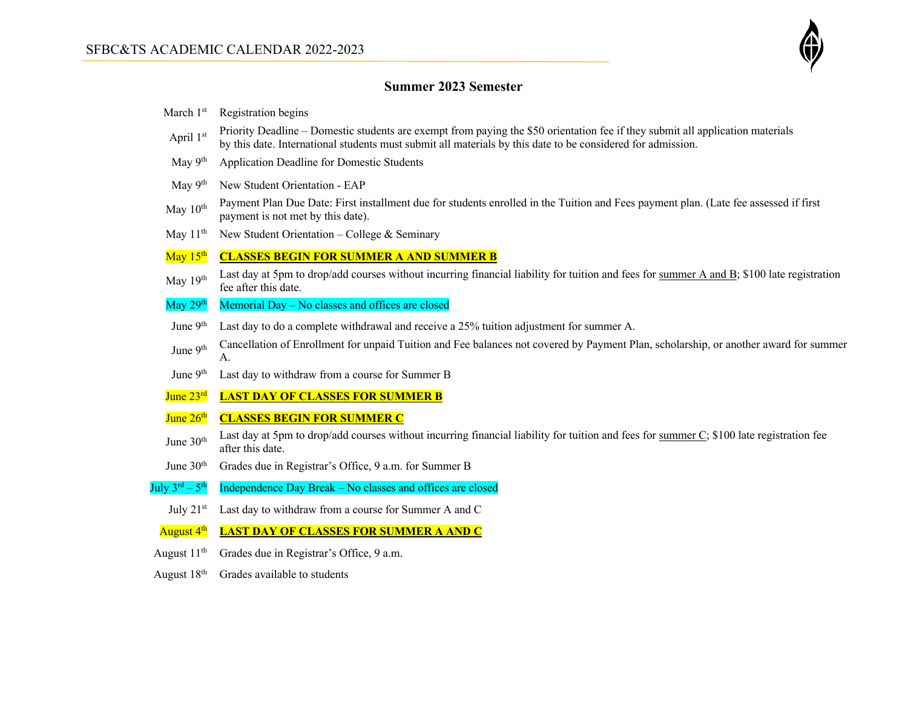## Summer 2023 Semester

| | |
|---|---|
| March 1st | Registration begins |
| April 1st | Priority Deadline – Domestic students are exempt from paying the $50 orientation fee if they submit all application materials by this date. International students must submit all materials by this date to be considered for admission. |
| May 9th | Application Deadline for Domestic Students |
| May 9th | New Student Orientation - EAP |
| May 10th | Payment Plan Due Date: First installment due for students enrolled in the Tuition and Fees payment plan. (Late fee assessed if first payment is not met by this date). |
| May 11th | New Student Orientation – College & Seminary |
| May 15th | **CLASSES BEGIN FOR SUMMER A AND SUMMER B** |
| May 19th | Last day at 5pm to drop/add courses without incurring financial liability for tuition and fees for summer A and B; $100 late registration fee after this date. |
| May 29th | Memorial Day – No classes and offices are closed |
| June 9th | Last day to do a complete withdrawal and receive a 25% tuition adjustment for summer A. |
| June 9th | Cancellation of Enrollment for unpaid Tuition and Fee balances not covered by Payment Plan, scholarship, or another award for summer A. |
| June 9th | Last day to withdraw from a course for Summer B |
| June 23rd | **LAST DAY OF CLASSES FOR SUMMER B** |
| June 26th | **CLASSES BEGIN FOR SUMMER C** |
| June 30th | Last day at 5pm to drop/add courses without incurring financial liability for tuition and fees for summer C; $100 late registration fee after this date. |
| June 30th | Grades due in Registrar's Office, 9 a.m. for Summer B |
| July 3rd – 5th | Independence Day Break – No classes and offices are closed |
| July 21st | Last day to withdraw from a course for Summer A and C |
| August 4th | **LAST DAY OF CLASSES FOR SUMMER A AND C** |
| August 11th | Grades due in Registrar's Office, 9 a.m. |
| August 18th | Grades available to students |